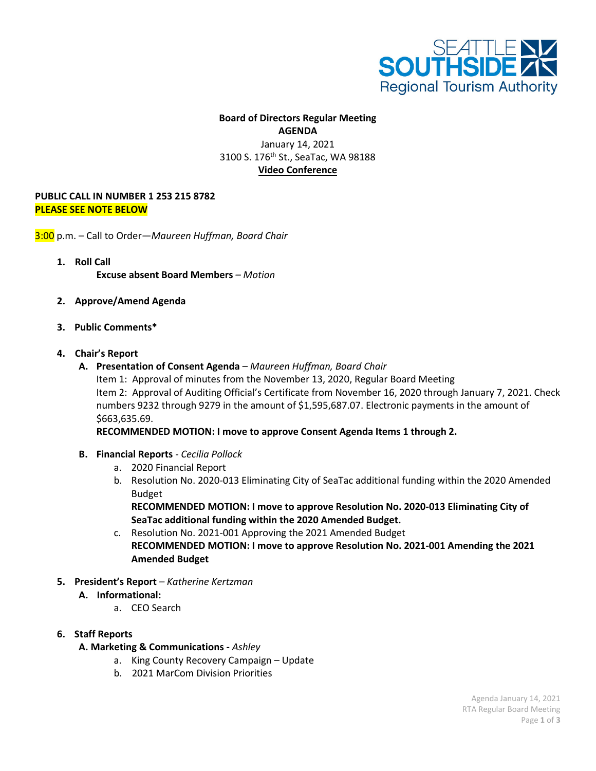SEATTLE SOUTHSIDE Regional Tourism Authority

**Board of Directors Regular Meeting**
**AGENDA**
January 14, 2021
3100 S. 176th St., SeaTac, WA 98188
**Video Conference**

**PUBLIC CALL IN NUMBER 1 253 215 8782**
**PLEASE SEE NOTE BELOW**

3:00 p.m. – Call to Order—*Maureen Huffman, Board Chair*

1. **Roll Call**
   **Excuse absent Board Members** – *Motion*

2. **Approve/Amend Agenda**

3. **Public Comments***

4. **Chair's Report**
   - **A. Presentation of Consent Agenda** – *Maureen Huffman, Board Chair*
     Item 1: Approval of minutes from the November 13, 2020, Regular Board Meeting
     Item 2: Approval of Auditing Official's Certificate from November 16, 2020 through January 7, 2021. Check numbers 9232 through 9279 in the amount of $1,595,687.07. Electronic payments in the amount of $663,635.69.
     **RECOMMENDED MOTION: I move to approve Consent Agenda Items 1 through 2.**
   - **B. Financial Reports** - *Cecilia Pollock*
     - a. 2020 Financial Report
     - b. Resolution No. 2020-013 Eliminating City of SeaTac additional funding within the 2020 Amended Budget
       **RECOMMENDED MOTION: I move to approve Resolution No. 2020-013 Eliminating City of SeaTac additional funding within the 2020 Amended Budget.**
     - c. Resolution No. 2021-001 Approving the 2021 Amended Budget
       **RECOMMENDED MOTION: I move to approve Resolution No. 2021-001 Amending the 2021 Amended Budget**

5. **President's Report** – *Katherine Kertzman*
   - **A. Informational:**
     - a. CEO Search

6. **Staff Reports**
   - **A. Marketing & Communications -** *Ashley*
     - a. King County Recovery Campaign – Update
     - b. 2021 MarCom Division Priorities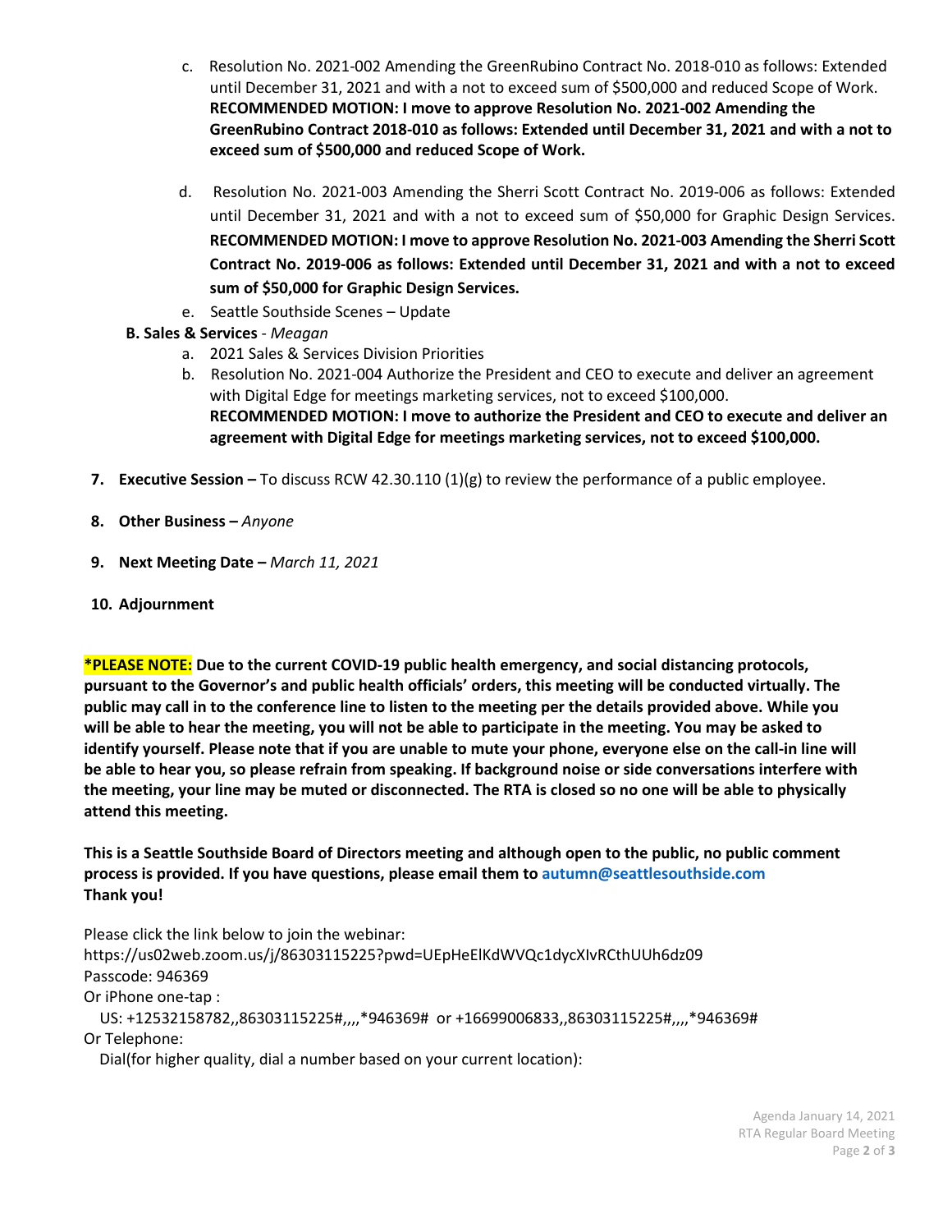c. Resolution No. 2021-002 Amending the GreenRubino Contract No. 2018-010 as follows: Extended until December 31, 2021 and with a not to exceed sum of $500,000 and reduced Scope of Work. **RECOMMENDED MOTION: I move to approve Resolution No. 2021-002 Amending the GreenRubino Contract 2018-010 as follows: Extended until December 31, 2021 and with a not to exceed sum of $500,000 and reduced Scope of Work.**

d. Resolution No. 2021-003 Amending the Sherri Scott Contract No. 2019-006 as follows: Extended until December 31, 2021 and with a not to exceed sum of $50,000 for Graphic Design Services. **RECOMMENDED MOTION: I move to approve Resolution No. 2021-003 Amending the Sherri Scott Contract No. 2019-006 as follows: Extended until December 31, 2021 and with a not to exceed sum of $50,000 for Graphic Design Services.**

e. Seattle Southside Scenes – Update

**B. Sales & Services** - *Meagan*

a. 2021 Sales & Services Division Priorities

b. Resolution No. 2021-004 Authorize the President and CEO to execute and deliver an agreement with Digital Edge for meetings marketing services, not to exceed $100,000. **RECOMMENDED MOTION: I move to authorize the President and CEO to execute and deliver an agreement with Digital Edge for meetings marketing services, not to exceed $100,000.**

7. **Executive Session –** To discuss RCW 42.30.110 (1)(g) to review the performance of a public employee.

8. **Other Business –** *Anyone*

9. **Next Meeting Date –** *March 11, 2021*

10. **Adjournment**

**\*PLEASE NOTE: Due to the current COVID-19 public health emergency, and social distancing protocols, pursuant to the Governor's and public health officials' orders, this meeting will be conducted virtually. The public may call in to the conference line to listen to the meeting per the details provided above. While you will be able to hear the meeting, you will not be able to participate in the meeting. You may be asked to identify yourself. Please note that if you are unable to mute your phone, everyone else on the call-in line will be able to hear you, so please refrain from speaking. If background noise or side conversations interfere with the meeting, your line may be muted or disconnected. The RTA is closed so no one will be able to physically attend this meeting.**

**This is a Seattle Southside Board of Directors meeting and although open to the public, no public comment process is provided. If you have questions, please email them to autumn@seattlesouthside.com**
**Thank you!**

Please click the link below to join the webinar:
https://us02web.zoom.us/j/86303115225?pwd=UEpHeElKdWVQc1dycXIvRCthUUh6dz09
Passcode: 946369
Or iPhone one-tap :
US: +12532158782,,86303115225#,,,,*946369# or +16699006833,,86303115225#,,,,*946369#
Or Telephone:
Dial(for higher quality, dial a number based on your current location):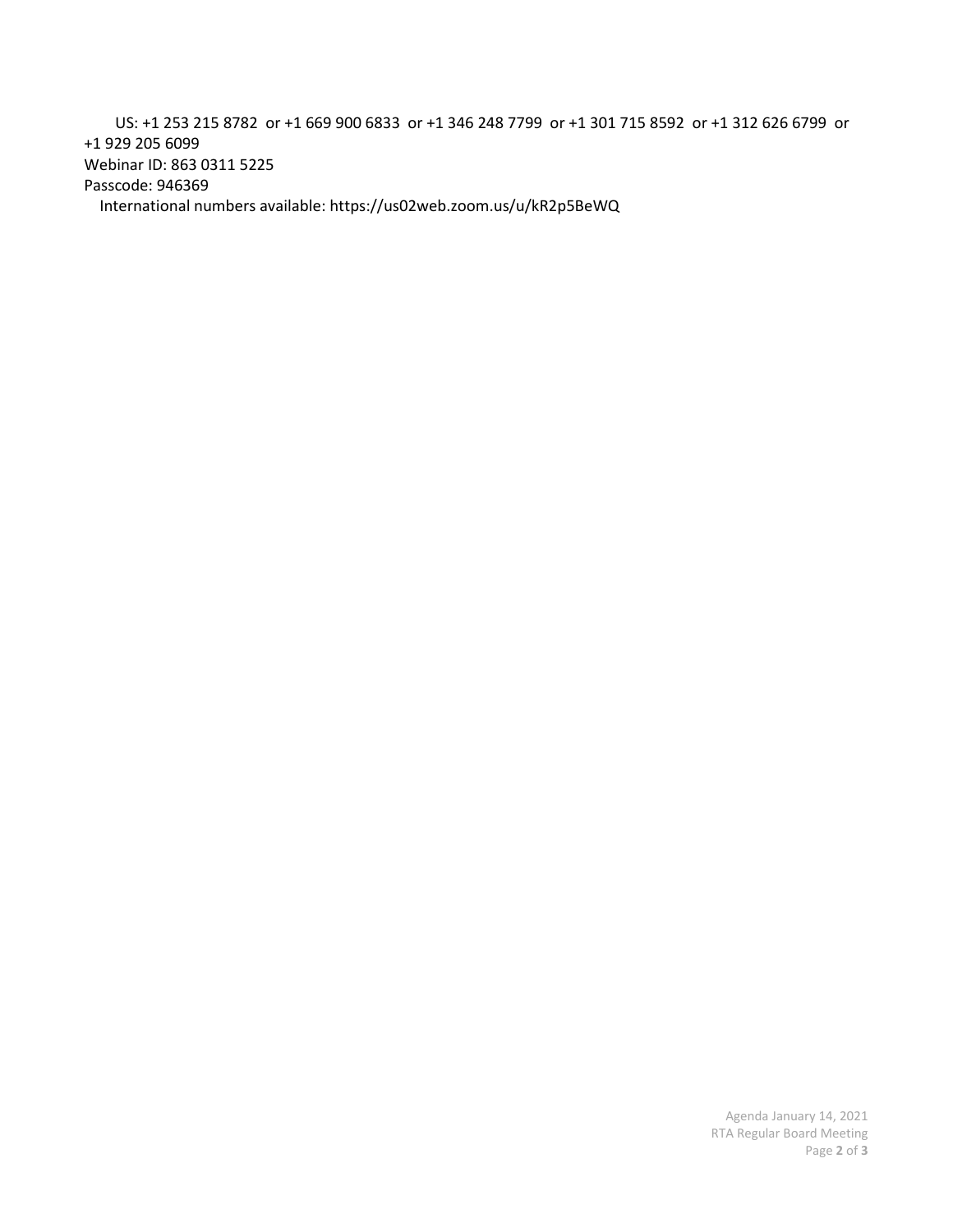US: +1 253 215 8782 or +1 669 900 6833 or +1 346 248 7799 or +1 301 715 8592 or +1 312 626 6799 or +1 929 205 6099

Webinar ID: 863 0311 5225

Passcode: 946369

International numbers available: https://us02web.zoom.us/u/kR2p5BeWQ